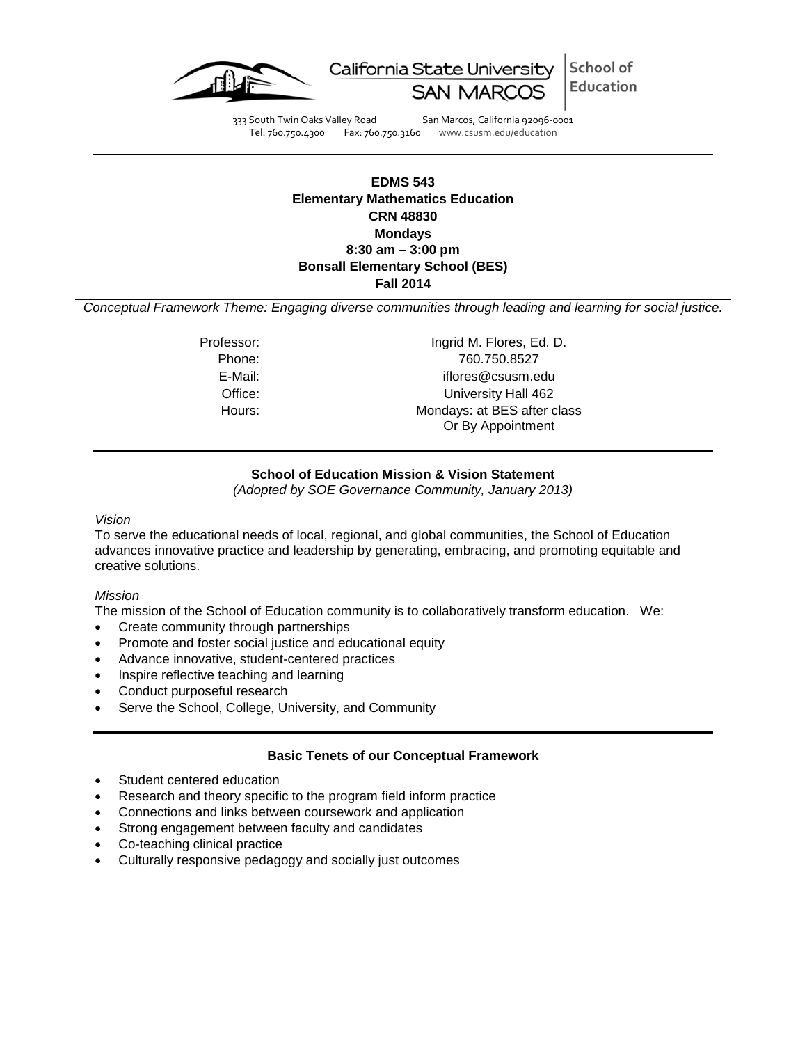California State University SAN MARCOS | School of Education

333 South Twin Oaks Valley Road San Marcos, California 92096-0001
Tel: 760.750.4300 Fax: 760.750.3160 www.csusm.edu/education

---

**EDMS 543**
**Elementary Mathematics Education**
**CRN 48830**
**Mondays**
**8:30 am – 3:00 pm**
**Bonsall Elementary School (BES)**
**Fall 2014**

*Conceptual Framework Theme: Engaging diverse communities through leading and learning for social justice.*

| | |
|---|---|
| Professor: | Ingrid M. Flores, Ed. D. |
| Phone: | 760.750.8527 |
| E-Mail: | iflores@csusm.edu |
| Office: | University Hall 462 |
| Hours: | Mondays: at BES after class<br>Or By Appointment |

---

**School of Education Mission & Vision Statement**
*(Adopted by SOE Governance Community, January 2013)*

*Vision*
To serve the educational needs of local, regional, and global communities, the School of Education advances innovative practice and leadership by generating, embracing, and promoting equitable and creative solutions.

*Mission*
The mission of the School of Education community is to collaboratively transform education. We:

- Create community through partnerships
- Promote and foster social justice and educational equity
- Advance innovative, student-centered practices
- Inspire reflective teaching and learning
- Conduct purposeful research
- Serve the School, College, University, and Community

---

**Basic Tenets of our Conceptual Framework**

- Student centered education
- Research and theory specific to the program field inform practice
- Connections and links between coursework and application
- Strong engagement between faculty and candidates
- Co-teaching clinical practice
- Culturally responsive pedagogy and socially just outcomes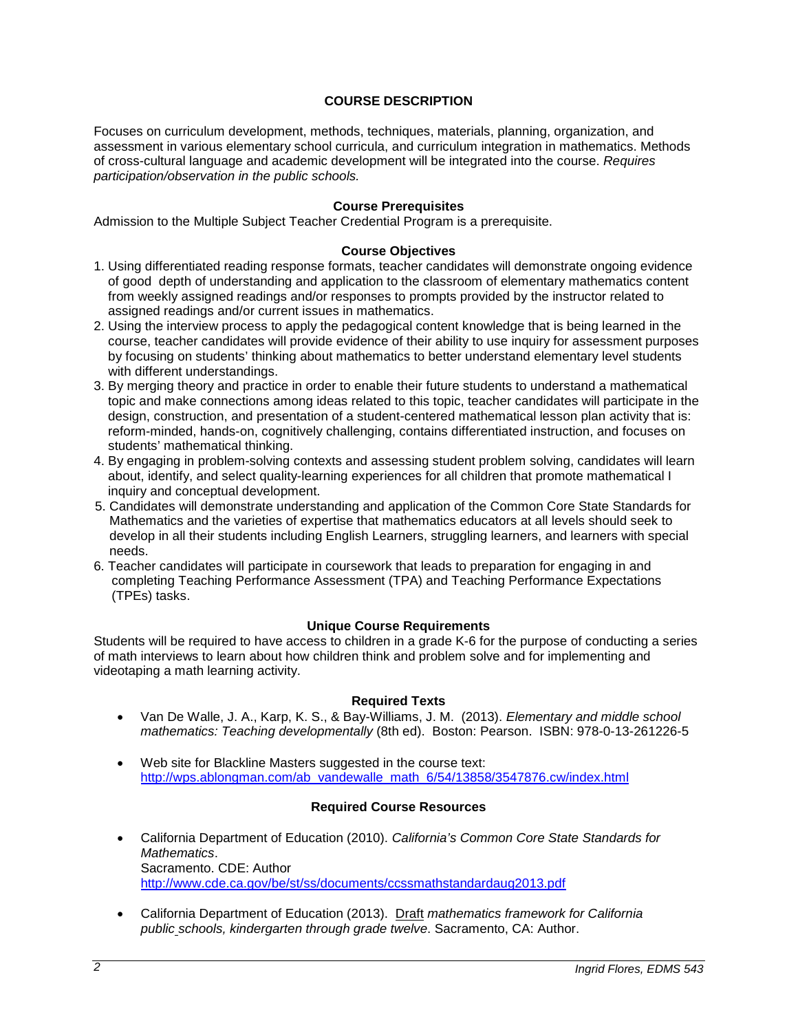## COURSE DESCRIPTION

Focuses on curriculum development, methods, techniques, materials, planning, organization, and assessment in various elementary school curricula, and curriculum integration in mathematics. Methods of cross-cultural language and academic development will be integrated into the course. *Requires participation/observation in the public schools.*

### Course Prerequisites

Admission to the Multiple Subject Teacher Credential Program is a prerequisite.

### Course Objectives

1. Using differentiated reading response formats, teacher candidates will demonstrate ongoing evidence of good depth of understanding and application to the classroom of elementary mathematics content from weekly assigned readings and/or responses to prompts provided by the instructor related to assigned readings and/or current issues in mathematics.
2. Using the interview process to apply the pedagogical content knowledge that is being learned in the course, teacher candidates will provide evidence of their ability to use inquiry for assessment purposes by focusing on students' thinking about mathematics to better understand elementary level students with different understandings.
3. By merging theory and practice in order to enable their future students to understand a mathematical topic and make connections among ideas related to this topic, teacher candidates will participate in the design, construction, and presentation of a student-centered mathematical lesson plan activity that is: reform-minded, hands-on, cognitively challenging, contains differentiated instruction, and focuses on students' mathematical thinking.
4. By engaging in problem-solving contexts and assessing student problem solving, candidates will learn about, identify, and select quality-learning experiences for all children that promote mathematical I inquiry and conceptual development.
5. Candidates will demonstrate understanding and application of the Common Core State Standards for Mathematics and the varieties of expertise that mathematics educators at all levels should seek to develop in all their students including English Learners, struggling learners, and learners with special needs.
6. Teacher candidates will participate in coursework that leads to preparation for engaging in and completing Teaching Performance Assessment (TPA) and Teaching Performance Expectations (TPEs) tasks.

### Unique Course Requirements

Students will be required to have access to children in a grade K-6 for the purpose of conducting a series of math interviews to learn about how children think and problem solve and for implementing and videotaping a math learning activity.

### Required Texts

- Van De Walle, J. A., Karp, K. S., & Bay-Williams, J. M. (2013). *Elementary and middle school mathematics: Teaching developmentally* (8th ed). Boston: Pearson. ISBN: 978-0-13-261226-5
- Web site for Blackline Masters suggested in the course text: [http://wps.ablongman.com/ab_vandewalle_math_6/54/13858/3547876.cw/index.html](http://wps.ablongman.com/ab_vandewalle_math_6/54/13858/3547876.cw/index.html)

### Required Course Resources

- California Department of Education (2010). *California's Common Core State Standards for Mathematics*. Sacramento. CDE: Author [http://www.cde.ca.gov/be/st/ss/documents/ccssmathstandardaug2013.pdf](http://www.cde.ca.gov/be/st/ss/documents/ccssmathstandardaug2013.pdf)
- California Department of Education (2013). Draft *mathematics framework for California public schools, kindergarten through grade twelve*. Sacramento, CA: Author.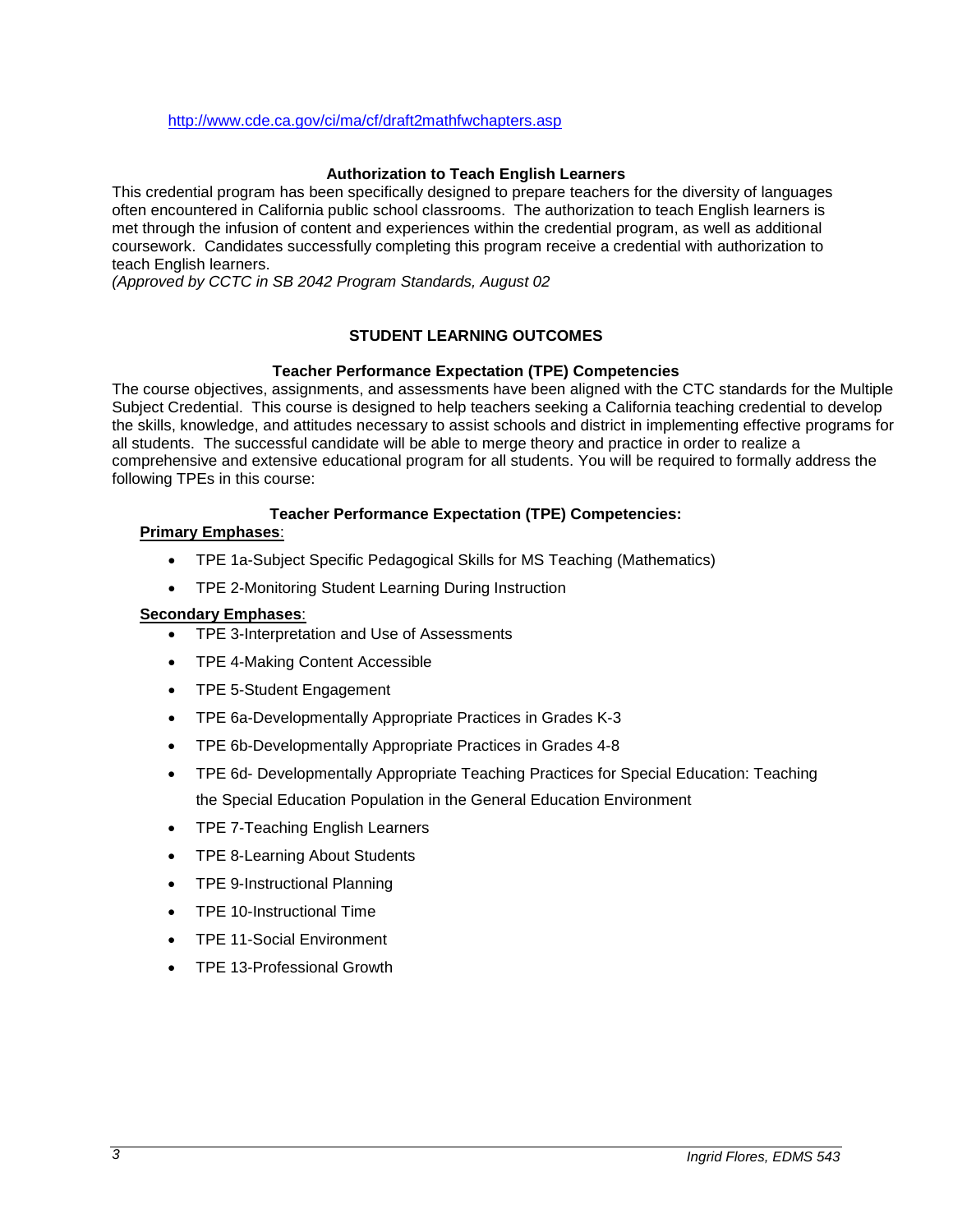http://www.cde.ca.gov/ci/ma/cf/draft2mathfwchapters.asp

### Authorization to Teach English Learners

This credential program has been specifically designed to prepare teachers for the diversity of languages often encountered in California public school classrooms. The authorization to teach English learners is met through the infusion of content and experiences within the credential program, as well as additional coursework. Candidates successfully completing this program receive a credential with authorization to teach English learners.
*(Approved by CCTC in SB 2042 Program Standards, August 02*

## STUDENT LEARNING OUTCOMES

### Teacher Performance Expectation (TPE) Competencies

The course objectives, assignments, and assessments have been aligned with the CTC standards for the Multiple Subject Credential. This course is designed to help teachers seeking a California teaching credential to develop the skills, knowledge, and attitudes necessary to assist schools and district in implementing effective programs for all students. The successful candidate will be able to merge theory and practice in order to realize a comprehensive and extensive educational program for all students. You will be required to formally address the following TPEs in this course:

### Teacher Performance Expectation (TPE) Competencies:

**Primary Emphases**:

- TPE 1a-Subject Specific Pedagogical Skills for MS Teaching (Mathematics)
- TPE 2-Monitoring Student Learning During Instruction

**Secondary Emphases**:

- TPE 3-Interpretation and Use of Assessments
- TPE 4-Making Content Accessible
- TPE 5-Student Engagement
- TPE 6a-Developmentally Appropriate Practices in Grades K-3
- TPE 6b-Developmentally Appropriate Practices in Grades 4-8
- TPE 6d- Developmentally Appropriate Teaching Practices for Special Education: Teaching the Special Education Population in the General Education Environment
- TPE 7-Teaching English Learners
- TPE 8-Learning About Students
- TPE 9-Instructional Planning
- TPE 10-Instructional Time
- TPE 11-Social Environment
- TPE 13-Professional Growth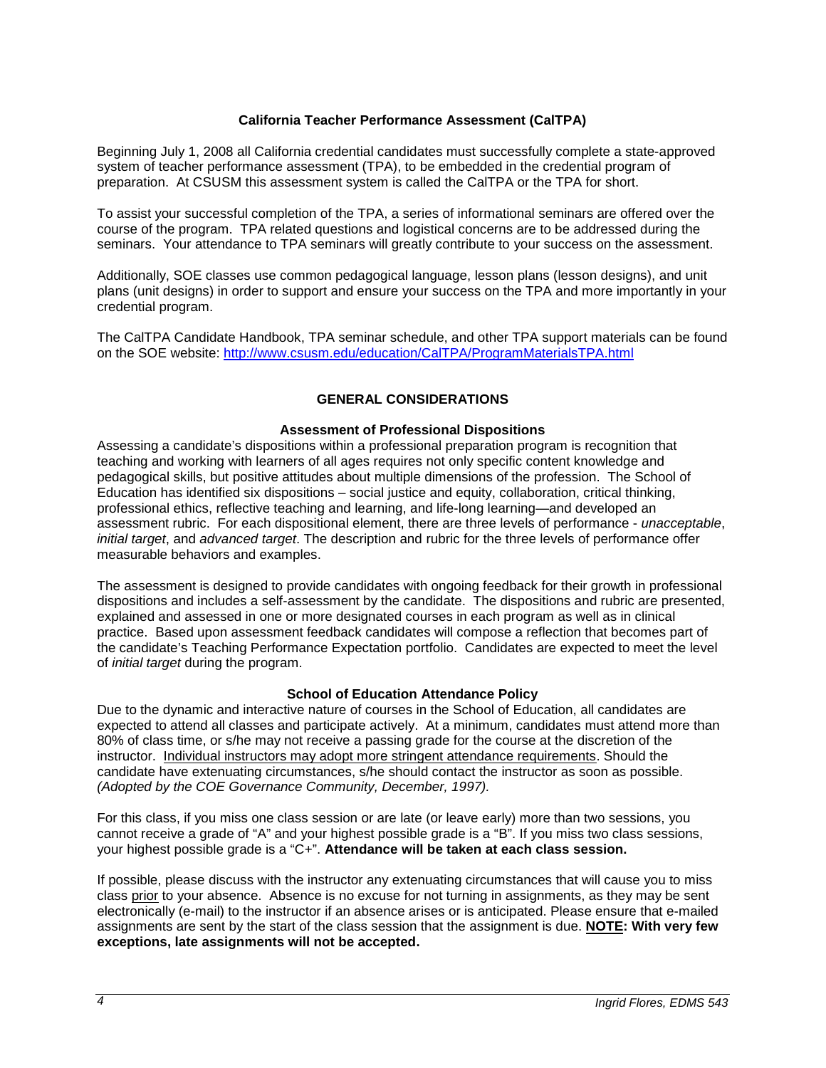### California Teacher Performance Assessment (CalTPA)

Beginning July 1, 2008 all California credential candidates must successfully complete a state-approved system of teacher performance assessment (TPA), to be embedded in the credential program of preparation. At CSUSM this assessment system is called the CalTPA or the TPA for short.

To assist your successful completion of the TPA, a series of informational seminars are offered over the course of the program. TPA related questions and logistical concerns are to be addressed during the seminars. Your attendance to TPA seminars will greatly contribute to your success on the assessment.

Additionally, SOE classes use common pedagogical language, lesson plans (lesson designs), and unit plans (unit designs) in order to support and ensure your success on the TPA and more importantly in your credential program.

The CalTPA Candidate Handbook, TPA seminar schedule, and other TPA support materials can be found on the SOE website: [http://www.csusm.edu/education/CalTPA/ProgramMaterialsTPA.html](http://www.csusm.edu/education/CalTPA/ProgramMaterialsTPA.html)

## GENERAL CONSIDERATIONS

### Assessment of Professional Dispositions

Assessing a candidate's dispositions within a professional preparation program is recognition that teaching and working with learners of all ages requires not only specific content knowledge and pedagogical skills, but positive attitudes about multiple dimensions of the profession. The School of Education has identified six dispositions – social justice and equity, collaboration, critical thinking, professional ethics, reflective teaching and learning, and life-long learning—and developed an assessment rubric. For each dispositional element, there are three levels of performance - *unacceptable*, *initial target*, and *advanced target*. The description and rubric for the three levels of performance offer measurable behaviors and examples.

The assessment is designed to provide candidates with ongoing feedback for their growth in professional dispositions and includes a self-assessment by the candidate. The dispositions and rubric are presented, explained and assessed in one or more designated courses in each program as well as in clinical practice. Based upon assessment feedback candidates will compose a reflection that becomes part of the candidate's Teaching Performance Expectation portfolio. Candidates are expected to meet the level of *initial target* during the program.

### School of Education Attendance Policy

Due to the dynamic and interactive nature of courses in the School of Education, all candidates are expected to attend all classes and participate actively. At a minimum, candidates must attend more than 80% of class time, or s/he may not receive a passing grade for the course at the discretion of the instructor. Individual instructors may adopt more stringent attendance requirements. Should the candidate have extenuating circumstances, s/he should contact the instructor as soon as possible. *(Adopted by the COE Governance Community, December, 1997).*

For this class, if you miss one class session or are late (or leave early) more than two sessions, you cannot receive a grade of "A" and your highest possible grade is a "B". If you miss two class sessions, your highest possible grade is a "C+". **Attendance will be taken at each class session.**

If possible, please discuss with the instructor any extenuating circumstances that will cause you to miss class prior to your absence. Absence is no excuse for not turning in assignments, as they may be sent electronically (e-mail) to the instructor if an absence arises or is anticipated. Please ensure that e-mailed assignments are sent by the start of the class session that the assignment is due. **NOTE: With very few exceptions, late assignments will not be accepted.**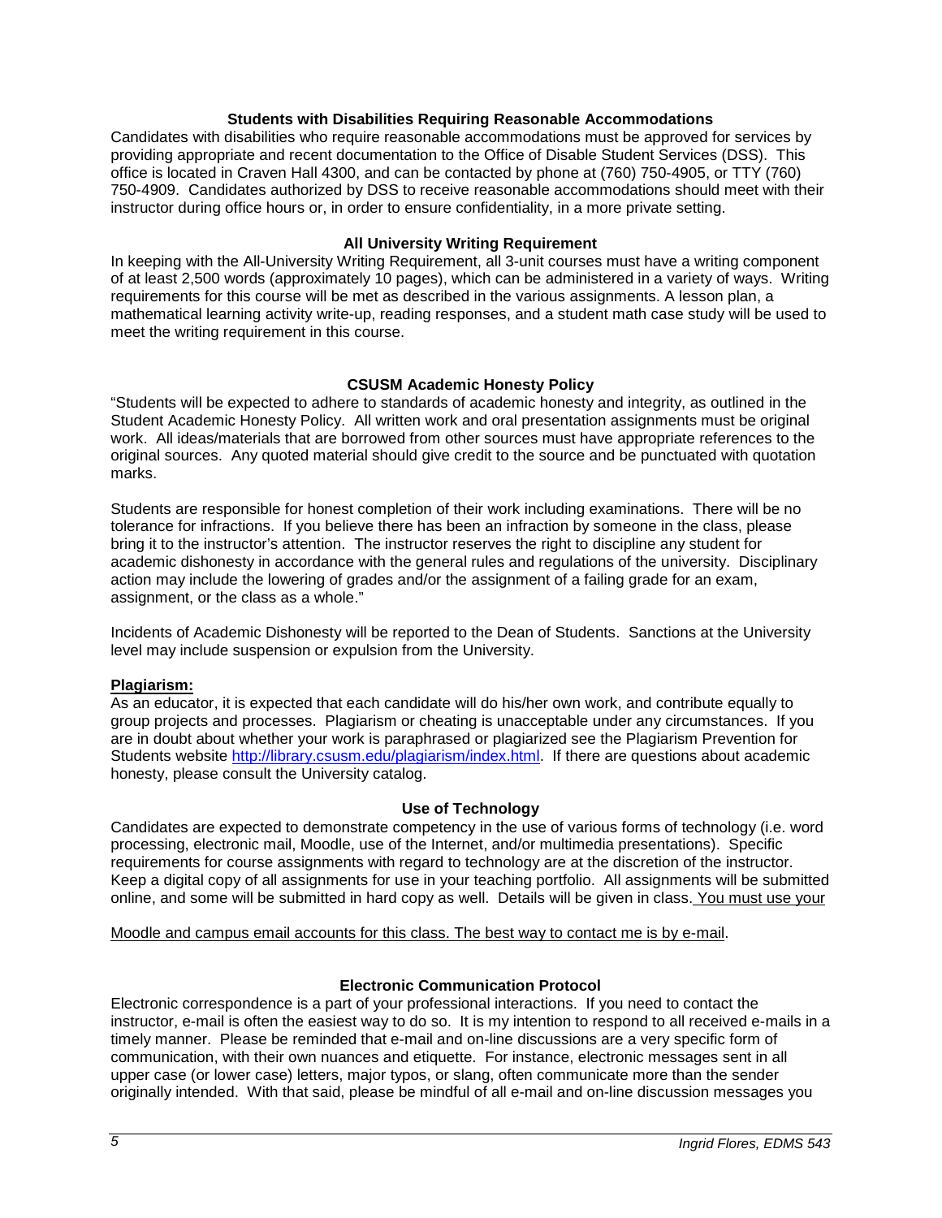### Students with Disabilities Requiring Reasonable Accommodations

Candidates with disabilities who require reasonable accommodations must be approved for services by providing appropriate and recent documentation to the Office of Disable Student Services (DSS). This office is located in Craven Hall 4300, and can be contacted by phone at (760) 750-4905, or TTY (760) 750-4909. Candidates authorized by DSS to receive reasonable accommodations should meet with their instructor during office hours or, in order to ensure confidentiality, in a more private setting.

### All University Writing Requirement

In keeping with the All-University Writing Requirement, all 3-unit courses must have a writing component of at least 2,500 words (approximately 10 pages), which can be administered in a variety of ways. Writing requirements for this course will be met as described in the various assignments. A lesson plan, a mathematical learning activity write-up, reading responses, and a student math case study will be used to meet the writing requirement in this course.

### CSUSM Academic Honesty Policy

"Students will be expected to adhere to standards of academic honesty and integrity, as outlined in the Student Academic Honesty Policy. All written work and oral presentation assignments must be original work. All ideas/materials that are borrowed from other sources must have appropriate references to the original sources. Any quoted material should give credit to the source and be punctuated with quotation marks.

Students are responsible for honest completion of their work including examinations. There will be no tolerance for infractions. If you believe there has been an infraction by someone in the class, please bring it to the instructor's attention. The instructor reserves the right to discipline any student for academic dishonesty in accordance with the general rules and regulations of the university. Disciplinary action may include the lowering of grades and/or the assignment of a failing grade for an exam, assignment, or the class as a whole."

Incidents of Academic Dishonesty will be reported to the Dean of Students. Sanctions at the University level may include suspension or expulsion from the University.

**Plagiarism:**

As an educator, it is expected that each candidate will do his/her own work, and contribute equally to group projects and processes. Plagiarism or cheating is unacceptable under any circumstances. If you are in doubt about whether your work is paraphrased or plagiarized see the Plagiarism Prevention for Students website http://library.csusm.edu/plagiarism/index.html. If there are questions about academic honesty, please consult the University catalog.

### Use of Technology

Candidates are expected to demonstrate competency in the use of various forms of technology (i.e. word processing, electronic mail, Moodle, use of the Internet, and/or multimedia presentations). Specific requirements for course assignments with regard to technology are at the discretion of the instructor. Keep a digital copy of all assignments for use in your teaching portfolio. All assignments will be submitted online, and some will be submitted in hard copy as well. Details will be given in class. You must use your Moodle and campus email accounts for this class. The best way to contact me is by e-mail.

### Electronic Communication Protocol

Electronic correspondence is a part of your professional interactions. If you need to contact the instructor, e-mail is often the easiest way to do so. It is my intention to respond to all received e-mails in a timely manner. Please be reminded that e-mail and on-line discussions are a very specific form of communication, with their own nuances and etiquette. For instance, electronic messages sent in all upper case (or lower case) letters, major typos, or slang, often communicate more than the sender originally intended. With that said, please be mindful of all e-mail and on-line discussion messages you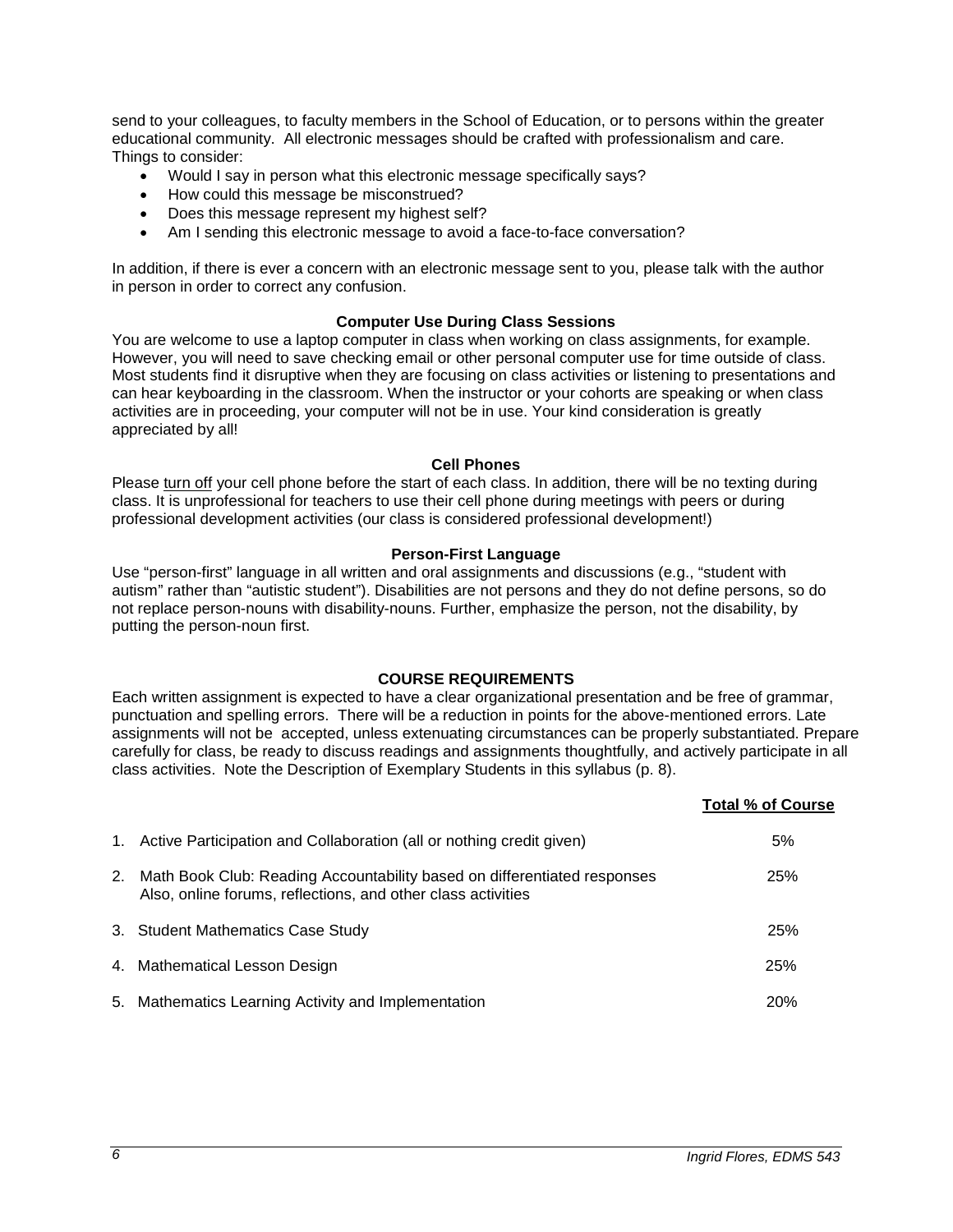send to your colleagues, to faculty members in the School of Education, or to persons within the greater educational community. All electronic messages should be crafted with professionalism and care. Things to consider:

- Would I say in person what this electronic message specifically says?
- How could this message be misconstrued?
- Does this message represent my highest self?
- Am I sending this electronic message to avoid a face-to-face conversation?

In addition, if there is ever a concern with an electronic message sent to you, please talk with the author in person in order to correct any confusion.

### Computer Use During Class Sessions

You are welcome to use a laptop computer in class when working on class assignments, for example. However, you will need to save checking email or other personal computer use for time outside of class. Most students find it disruptive when they are focusing on class activities or listening to presentations and can hear keyboarding in the classroom. When the instructor or your cohorts are speaking or when class activities are in proceeding, your computer will not be in use. Your kind consideration is greatly appreciated by all!

### Cell Phones

Please turn off your cell phone before the start of each class. In addition, there will be no texting during class. It is unprofessional for teachers to use their cell phone during meetings with peers or during professional development activities (our class is considered professional development!)

### Person-First Language

Use "person-first" language in all written and oral assignments and discussions (e.g., "student with autism" rather than "autistic student"). Disabilities are not persons and they do not define persons, so do not replace person-nouns with disability-nouns. Further, emphasize the person, not the disability, by putting the person-noun first.

## COURSE REQUIREMENTS

Each written assignment is expected to have a clear organizational presentation and be free of grammar, punctuation and spelling errors. There will be a reduction in points for the above-mentioned errors. Late assignments will not be accepted, unless extenuating circumstances can be properly substantiated. Prepare carefully for class, be ready to discuss readings and assignments thoughtfully, and actively participate in all class activities. Note the Description of Exemplary Students in this syllabus (p. 8).

| | Total % of Course |
|---|---|
| 1. Active Participation and Collaboration (all or nothing credit given) | 5% |
| 2. Math Book Club: Reading Accountability based on differentiated responses Also, online forums, reflections, and other class activities | 25% |
| 3. Student Mathematics Case Study | 25% |
| 4. Mathematical Lesson Design | 25% |
| 5. Mathematics Learning Activity and Implementation | 20% |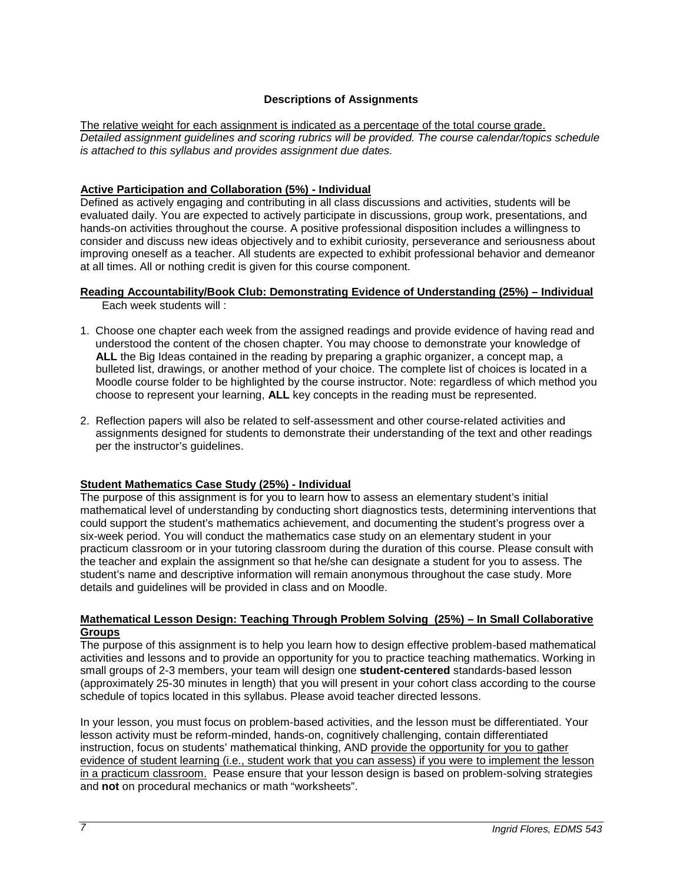## Descriptions of Assignments

<u>The relative weight for each assignment is indicated as a percentage of the total course grade.</u>
*Detailed assignment guidelines and scoring rubrics will be provided. The course calendar/topics schedule is attached to this syllabus and provides assignment due dates.*

### Active Participation and Collaboration (5%) - Individual

Defined as actively engaging and contributing in all class discussions and activities, students will be evaluated daily. You are expected to actively participate in discussions, group work, presentations, and hands-on activities throughout the course. A positive professional disposition includes a willingness to consider and discuss new ideas objectively and to exhibit curiosity, perseverance and seriousness about improving oneself as a teacher. All students are expected to exhibit professional behavior and demeanor at all times. All or nothing credit is given for this course component.

### Reading Accountability/Book Club: Demonstrating Evidence of Understanding (25%) – Individual

Each week students will :

1. Choose one chapter each week from the assigned readings and provide evidence of having read and understood the content of the chosen chapter. You may choose to demonstrate your knowledge of **ALL** the Big Ideas contained in the reading by preparing a graphic organizer, a concept map, a bulleted list, drawings, or another method of your choice. The complete list of choices is located in a Moodle course folder to be highlighted by the course instructor. Note: regardless of which method you choose to represent your learning, **ALL** key concepts in the reading must be represented.

2. Reflection papers will also be related to self-assessment and other course-related activities and assignments designed for students to demonstrate their understanding of the text and other readings per the instructor's guidelines.

### Student Mathematics Case Study (25%) - Individual

The purpose of this assignment is for you to learn how to assess an elementary student's initial mathematical level of understanding by conducting short diagnostics tests, determining interventions that could support the student's mathematics achievement, and documenting the student's progress over a six-week period. You will conduct the mathematics case study on an elementary student in your practicum classroom or in your tutoring classroom during the duration of this course. Please consult with the teacher and explain the assignment so that he/she can designate a student for you to assess. The student's name and descriptive information will remain anonymous throughout the case study. More details and guidelines will be provided in class and on Moodle.

### Mathematical Lesson Design: Teaching Through Problem Solving (25%) – In Small Collaborative Groups

The purpose of this assignment is to help you learn how to design effective problem-based mathematical activities and lessons and to provide an opportunity for you to practice teaching mathematics. Working in small groups of 2-3 members, your team will design one **student-centered** standards-based lesson (approximately 25-30 minutes in length) that you will present in your cohort class according to the course schedule of topics located in this syllabus. Please avoid teacher directed lessons.

In your lesson, you must focus on problem-based activities, and the lesson must be differentiated. Your lesson activity must be reform-minded, hands-on, cognitively challenging, contain differentiated instruction, focus on students' mathematical thinking, AND <u>provide the opportunity for you to gather evidence of student learning (i.e., student work that you can assess) if you were to implement the lesson in a practicum classroom.</u> Pease ensure that your lesson design is based on problem-solving strategies and **not** on procedural mechanics or math "worksheets".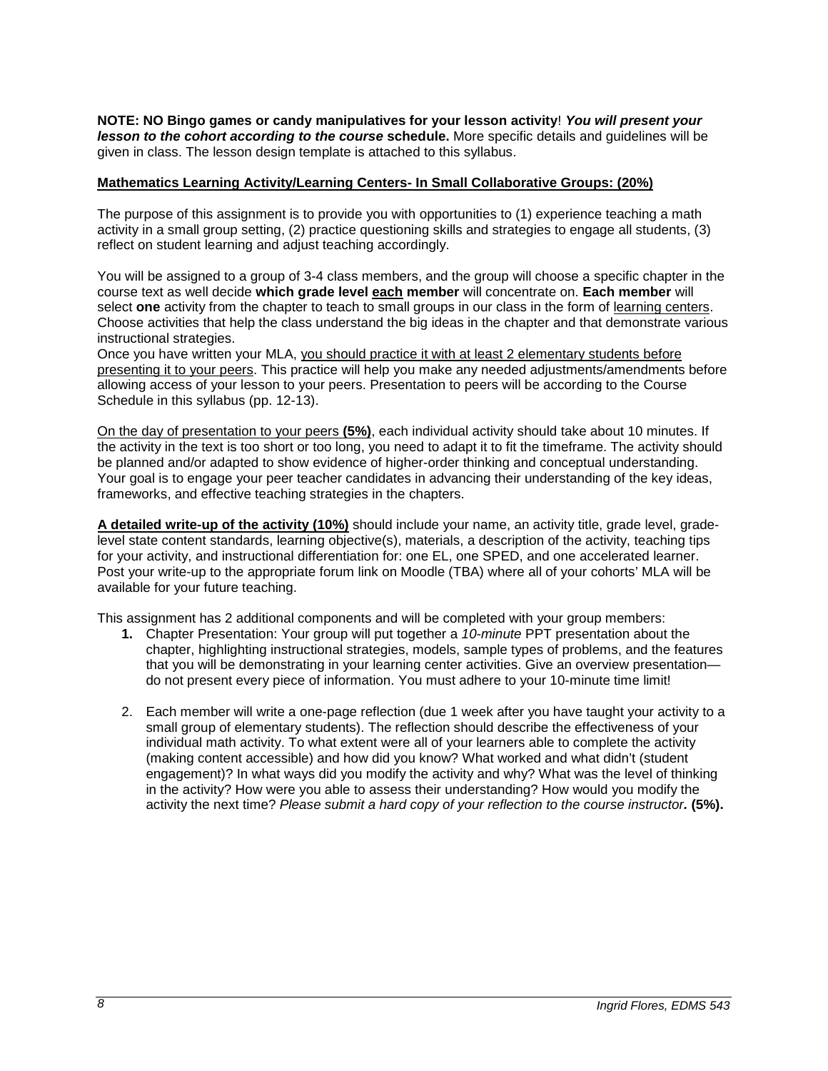**NOTE: NO Bingo games or candy manipulatives for your lesson activity**! ***You will present your lesson to the cohort according to the course* schedule.** More specific details and guidelines will be given in class. The lesson design template is attached to this syllabus.

**Mathematics Learning Activity/Learning Centers- In Small Collaborative Groups: (20%)**

The purpose of this assignment is to provide you with opportunities to (1) experience teaching a math activity in a small group setting, (2) practice questioning skills and strategies to engage all students, (3) reflect on student learning and adjust teaching accordingly.

You will be assigned to a group of 3-4 class members, and the group will choose a specific chapter in the course text as well decide **which grade level each member** will concentrate on. **Each member** will select **one** activity from the chapter to teach to small groups in our class in the form of learning centers. Choose activities that help the class understand the big ideas in the chapter and that demonstrate various instructional strategies.

Once you have written your MLA, you should practice it with at least 2 elementary students before presenting it to your peers. This practice will help you make any needed adjustments/amendments before allowing access of your lesson to your peers. Presentation to peers will be according to the Course Schedule in this syllabus (pp. 12-13).

On the day of presentation to your peers **(5%)**, each individual activity should take about 10 minutes. If the activity in the text is too short or too long, you need to adapt it to fit the timeframe. The activity should be planned and/or adapted to show evidence of higher-order thinking and conceptual understanding. Your goal is to engage your peer teacher candidates in advancing their understanding of the key ideas, frameworks, and effective teaching strategies in the chapters.

**A detailed write-up of the activity (10%)** should include your name, an activity title, grade level, grade-level state content standards, learning objective(s), materials, a description of the activity, teaching tips for your activity, and instructional differentiation for: one EL, one SPED, and one accelerated learner. Post your write-up to the appropriate forum link on Moodle (TBA) where all of your cohorts' MLA will be available for your future teaching.

This assignment has 2 additional components and will be completed with your group members:

1. Chapter Presentation: Your group will put together a *10-minute* PPT presentation about the chapter, highlighting instructional strategies, models, sample types of problems, and the features that you will be demonstrating in your learning center activities. Give an overview presentation—do not present every piece of information. You must adhere to your 10-minute time limit!

2. Each member will write a one-page reflection (due 1 week after you have taught your activity to a small group of elementary students). The reflection should describe the effectiveness of your individual math activity. To what extent were all of your learners able to complete the activity (making content accessible) and how did you know? What worked and what didn't (student engagement)? In what ways did you modify the activity and why? What was the level of thinking in the activity? How were you able to assess their understanding? How would you modify the activity the next time? *Please submit a hard copy of your reflection to the course instructor.* **(5%).**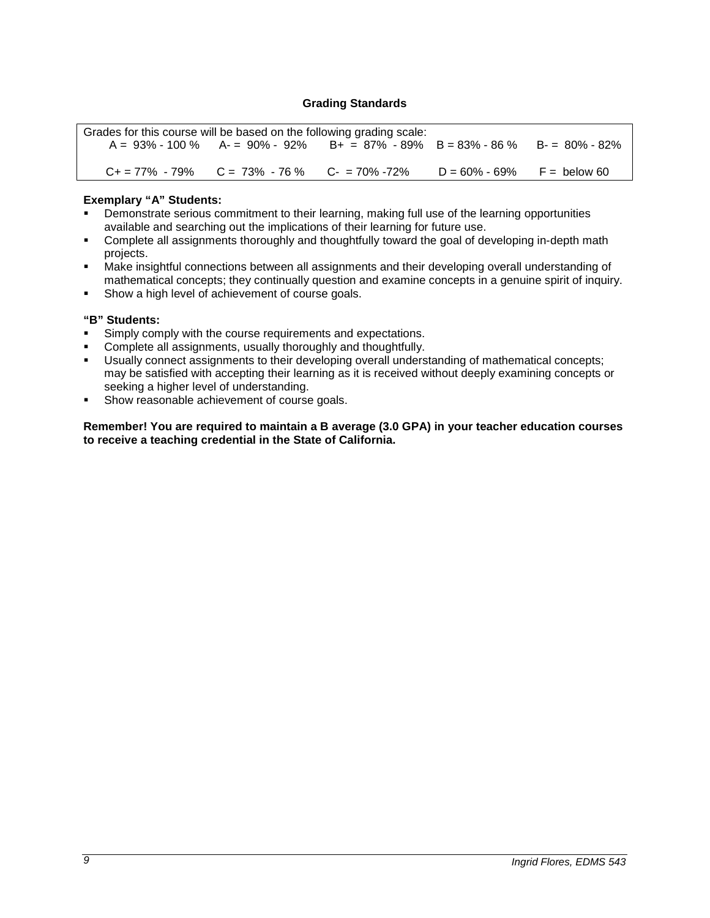## Grading Standards

Grades for this course will be based on the following grading scale:

| | | | | |
|---|---|---|---|---|
| A = 93% - 100 % | A- = 90% - 92% | B+ = 87% - 89% | B = 83% - 86 % | B- = 80% - 82% |
| C+ = 77% - 79% | C = 73% - 76 % | C- = 70% -72% | D = 60% - 69% | F = below 60 |

**Exemplary "A" Students:**

- Demonstrate serious commitment to their learning, making full use of the learning opportunities available and searching out the implications of their learning for future use.
- Complete all assignments thoroughly and thoughtfully toward the goal of developing in-depth math projects.
- Make insightful connections between all assignments and their developing overall understanding of mathematical concepts; they continually question and examine concepts in a genuine spirit of inquiry.
- Show a high level of achievement of course goals.

**"B" Students:**

- Simply comply with the course requirements and expectations.
- Complete all assignments, usually thoroughly and thoughtfully.
- Usually connect assignments to their developing overall understanding of mathematical concepts; may be satisfied with accepting their learning as it is received without deeply examining concepts or seeking a higher level of understanding.
- Show reasonable achievement of course goals.

**Remember! You are required to maintain a B average (3.0 GPA) in your teacher education courses to receive a teaching credential in the State of California.**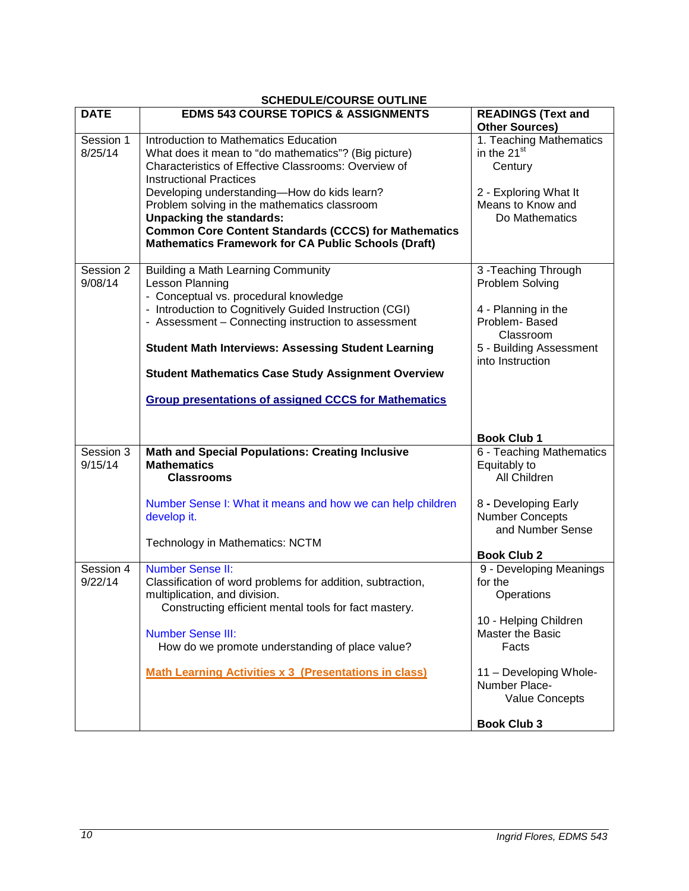**SCHEDULE/COURSE OUTLINE**

| DATE | EDMS 543 COURSE TOPICS & ASSIGNMENTS | READINGS (Text and Other Sources) |
|---|---|---|
| Session 1 8/25/14 | Introduction to Mathematics Education<br>What does it mean to "do mathematics"? (Big picture)<br>Characteristics of Effective Classrooms: Overview of Instructional Practices<br>Developing understanding—How do kids learn?<br>Problem solving in the mathematics classroom<br>**Unpacking the standards:**<br>**Common Core Content Standards (CCCS) for Mathematics**<br>**Mathematics Framework for CA Public Schools (Draft)** | 1. Teaching Mathematics in the 21st Century<br><br>2 - Exploring What It Means to Know and Do Mathematics |
| Session 2 9/08/14 | Building a Math Learning Community<br>Lesson Planning<br>- Conceptual vs. procedural knowledge<br>- Introduction to Cognitively Guided Instruction (CGI)<br>- Assessment – Connecting instruction to assessment<br><br>**Student Math Interviews: Assessing Student Learning**<br><br>**Student Mathematics Case Study Assignment Overview**<br><br>**Group presentations of assigned CCCS for Mathematics** | 3 -Teaching Through Problem Solving<br><br>4 - Planning in the Problem- Based Classroom<br>5 - Building Assessment into Instruction<br><br>**Book Club 1** |
| Session 3 9/15/14 | **Math and Special Populations: Creating Inclusive Mathematics Classrooms**<br><br>Number Sense I: What it means and how we can help children develop it.<br><br>Technology in Mathematics: NCTM | 6 - Teaching Mathematics Equitably to All Children<br><br>8 - Developing Early Number Concepts and Number Sense<br><br>**Book Club 2** |
| Session 4 9/22/14 | Number Sense II:<br>Classification of word problems for addition, subtraction, multiplication, and division.<br>Constructing efficient mental tools for fact mastery.<br><br>Number Sense III:<br>How do we promote understanding of place value?<br><br>**Math Learning Activities x 3 (Presentations in class)** | 9 - Developing Meanings for the Operations<br><br>10 - Helping Children Master the Basic Facts<br><br>11 – Developing Whole-Number Place-Value Concepts<br><br>**Book Club 3** |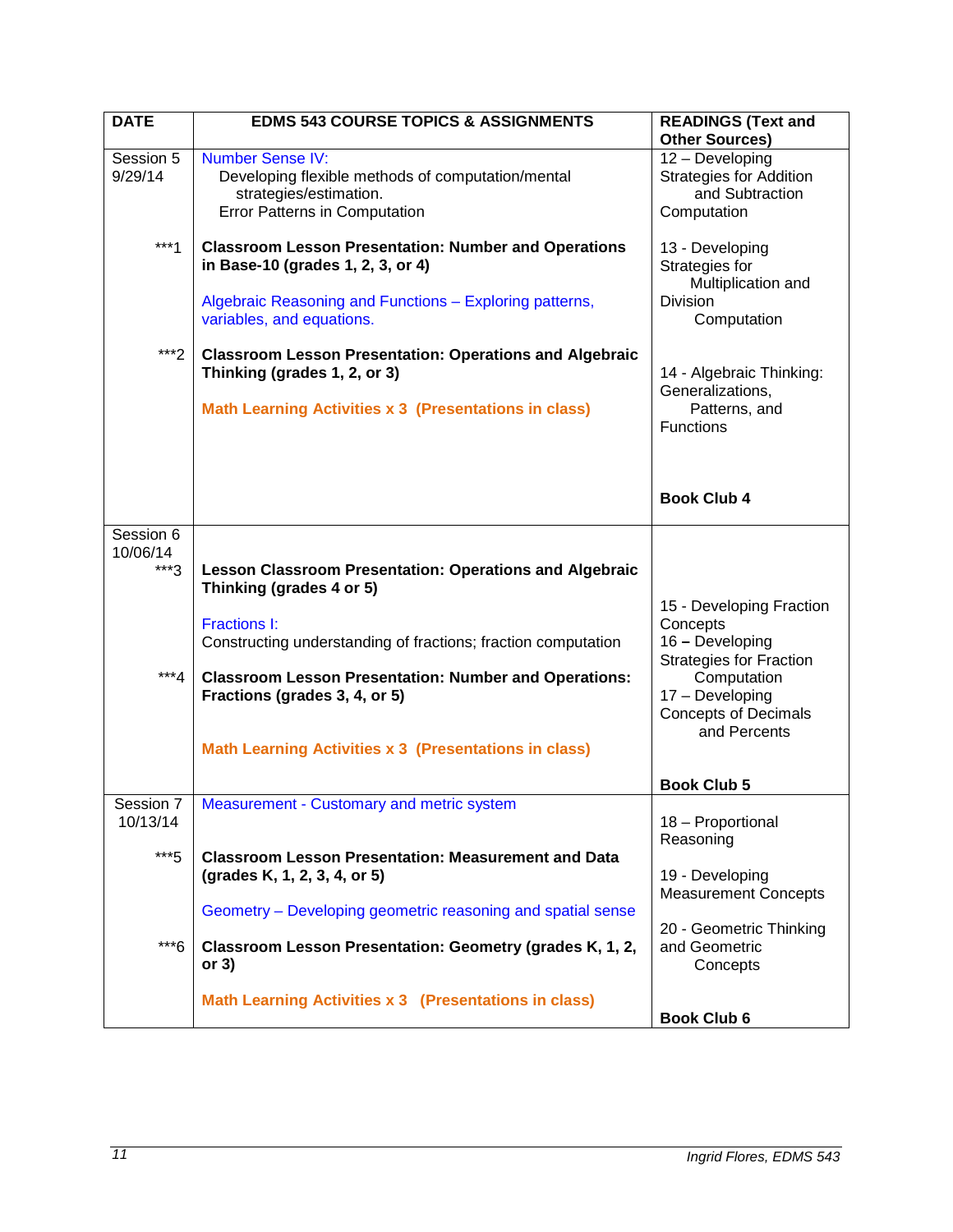| DATE | EDMS 543 COURSE TOPICS & ASSIGNMENTS | READINGS (Text and Other Sources) |
|---|---|---|
| Session 5<br>9/29/14<br><br><br><br>***1<br><br><br><br><br>***2 | Number Sense IV:<br>Developing flexible methods of computation/mental strategies/estimation.<br>Error Patterns in Computation<br><br>**Classroom Lesson Presentation: Number and Operations in Base-10 (grades 1, 2, 3, or 4)**<br><br>Algebraic Reasoning and Functions – Exploring patterns, variables, and equations.<br><br>**Classroom Lesson Presentation: Operations and Algebraic Thinking (grades 1, 2, or 3)**<br><br>**Math Learning Activities x 3 (Presentations in class)** | 12 – Developing Strategies for Addition and Subtraction Computation<br><br>13 - Developing Strategies for Multiplication and Division Computation<br><br>14 - Algebraic Thinking: Generalizations, Patterns, and Functions<br><br>**Book Club 4** |
| Session 6<br>10/06/14<br>***3<br><br><br><br><br>***4 | **Lesson Classroom Presentation: Operations and Algebraic Thinking (grades 4 or 5)**<br><br>Fractions I:<br>Constructing understanding of fractions; fraction computation<br><br>**Classroom Lesson Presentation: Number and Operations: Fractions (grades 3, 4, or 5)**<br><br>**Math Learning Activities x 3 (Presentations in class)** | 15 - Developing Fraction Concepts<br>16 – Developing Strategies for Fraction Computation<br>17 – Developing Concepts of Decimals and Percents<br><br>**Book Club 5** |
| Session 7<br>10/13/14<br><br>***5<br><br><br><br>***6 | Measurement - Customary and metric system<br><br>**Classroom Lesson Presentation: Measurement and Data (grades K, 1, 2, 3, 4, or 5)**<br><br>Geometry – Developing geometric reasoning and spatial sense<br><br>**Classroom Lesson Presentation: Geometry (grades K, 1, 2, or 3)**<br><br>**Math Learning Activities x 3 (Presentations in class)** | 18 – Proportional Reasoning<br><br>19 - Developing Measurement Concepts<br><br>20 - Geometric Thinking and Geometric Concepts<br><br>**Book Club 6** |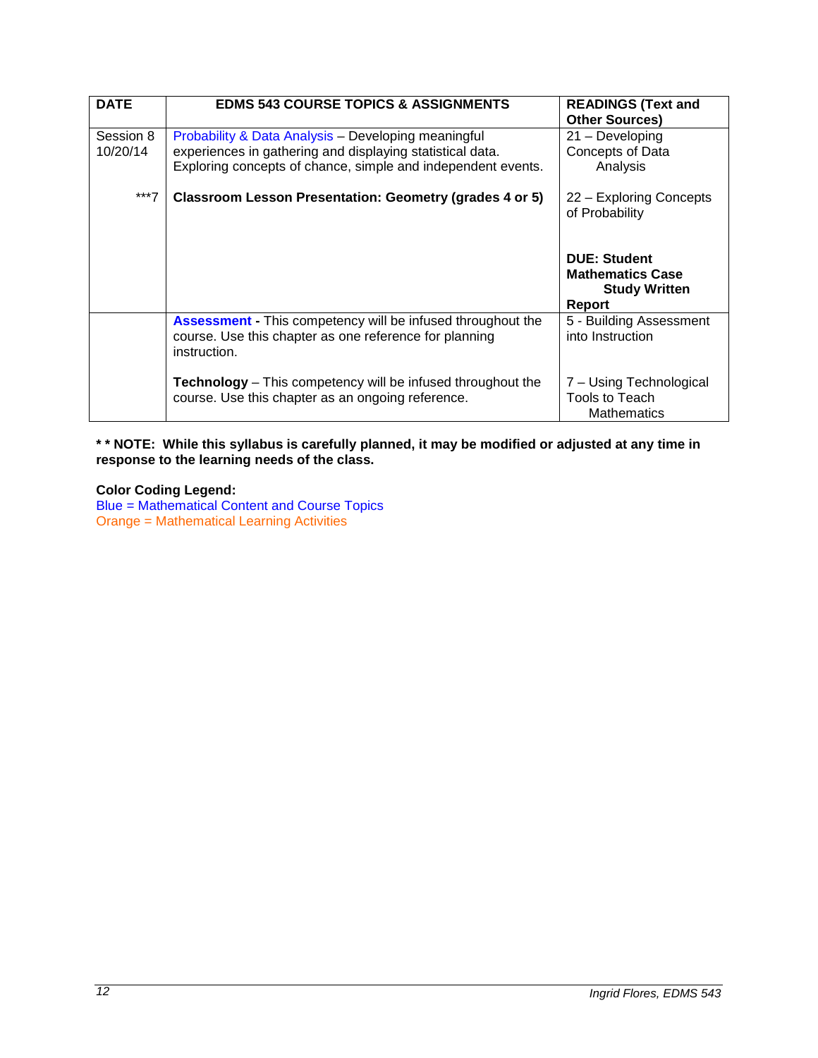| DATE | EDMS 543 COURSE TOPICS & ASSIGNMENTS | READINGS (Text and Other Sources) |
|---|---|---|
| Session 8<br>10/20/14<br><br>***7 | Probability & Data Analysis – Developing meaningful experiences in gathering and displaying statistical data. Exploring concepts of chance, simple and independent events.<br><br>**Classroom Lesson Presentation: Geometry (grades 4 or 5)** | 21 – Developing Concepts of Data Analysis<br><br>22 – Exploring Concepts of Probability<br><br>**DUE: Student Mathematics Case Study Written Report** |
| | **Assessment -** This competency will be infused throughout the course. Use this chapter as one reference for planning instruction.<br><br>**Technology** – This competency will be infused throughout the course. Use this chapter as an ongoing reference. | 5 - Building Assessment into Instruction<br><br>7 – Using Technological Tools to Teach Mathematics |

**\* \* NOTE: While this syllabus is carefully planned, it may be modified or adjusted at any time in response to the learning needs of the class.**

**Color Coding Legend:**
Blue = Mathematical Content and Course Topics
Orange = Mathematical Learning Activities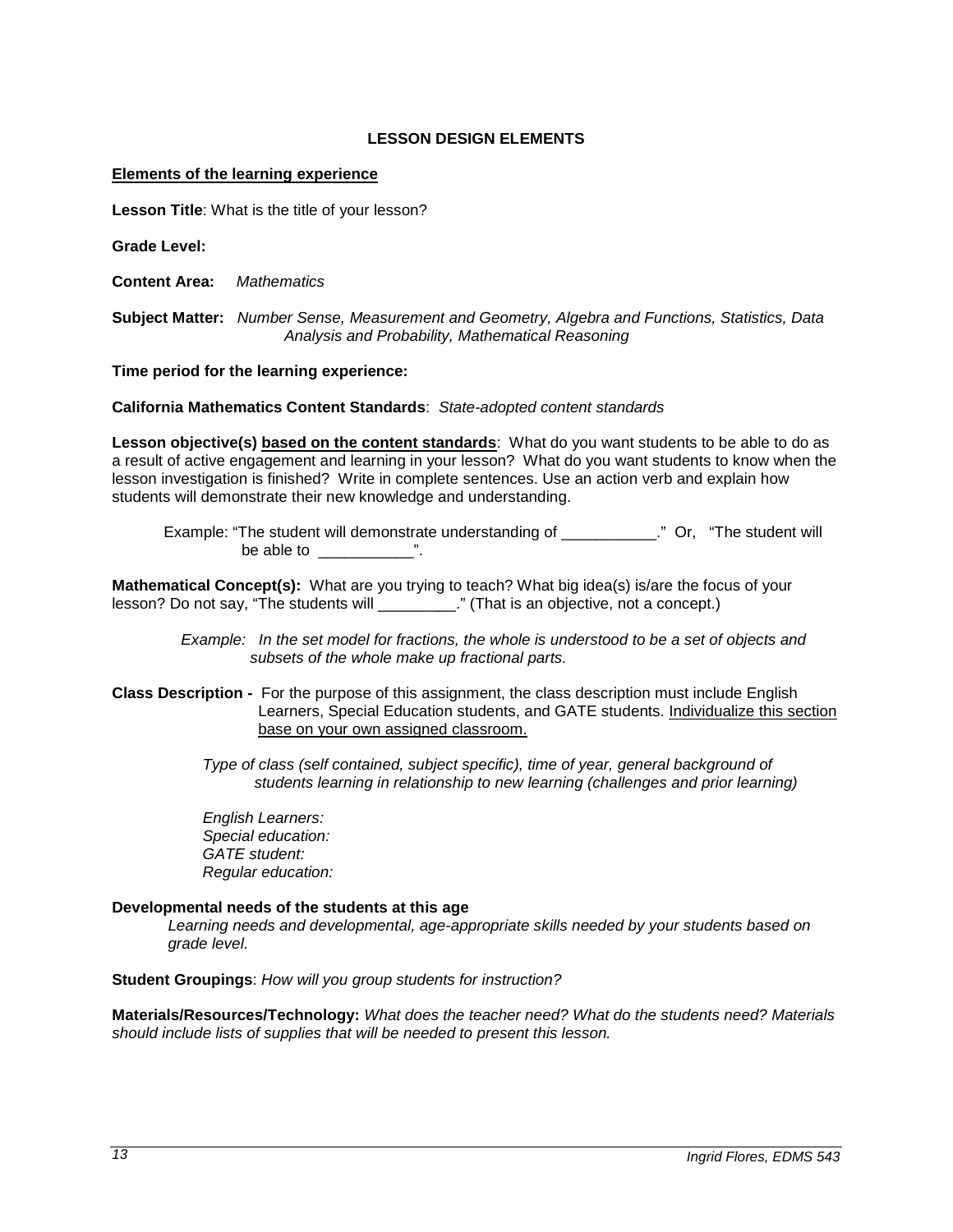**LESSON DESIGN ELEMENTS**

**Elements of the learning experience**

**Lesson Title**: What is the title of your lesson?

**Grade Level:**

**Content Area:** *Mathematics*

**Subject Matter:** *Number Sense, Measurement and Geometry, Algebra and Functions, Statistics, Data Analysis and Probability, Mathematical Reasoning*

**Time period for the learning experience:**

**California Mathematics Content Standards**: *State-adopted content standards*

**Lesson objective(s) based on the content standards**: What do you want students to be able to do as a result of active engagement and learning in your lesson? What do you want students to know when the lesson investigation is finished? Write in complete sentences. Use an action verb and explain how students will demonstrate their new knowledge and understanding.

Example: "The student will demonstrate understanding of ___________." Or, "The student will be able to ___________".

**Mathematical Concept(s):** What are you trying to teach? What big idea(s) is/are the focus of your lesson? Do not say, "The students will _________." (That is an objective, not a concept.)

*Example: In the set model for fractions, the whole is understood to be a set of objects and subsets of the whole make up fractional parts.*

**Class Description -** For the purpose of this assignment, the class description must include English Learners, Special Education students, and GATE students. Individualize this section base on your own assigned classroom.

*Type of class (self contained, subject specific), time of year, general background of students learning in relationship to new learning (challenges and prior learning)*

*English Learners:*
*Special education:*
*GATE student:*
*Regular education:*

**Developmental needs of the students at this age**

*Learning needs and developmental, age-appropriate skills needed by your students based on grade level.*

**Student Groupings**: *How will you group students for instruction?*

**Materials/Resources/Technology:** *What does the teacher need? What do the students need? Materials should include lists of supplies that will be needed to present this lesson.*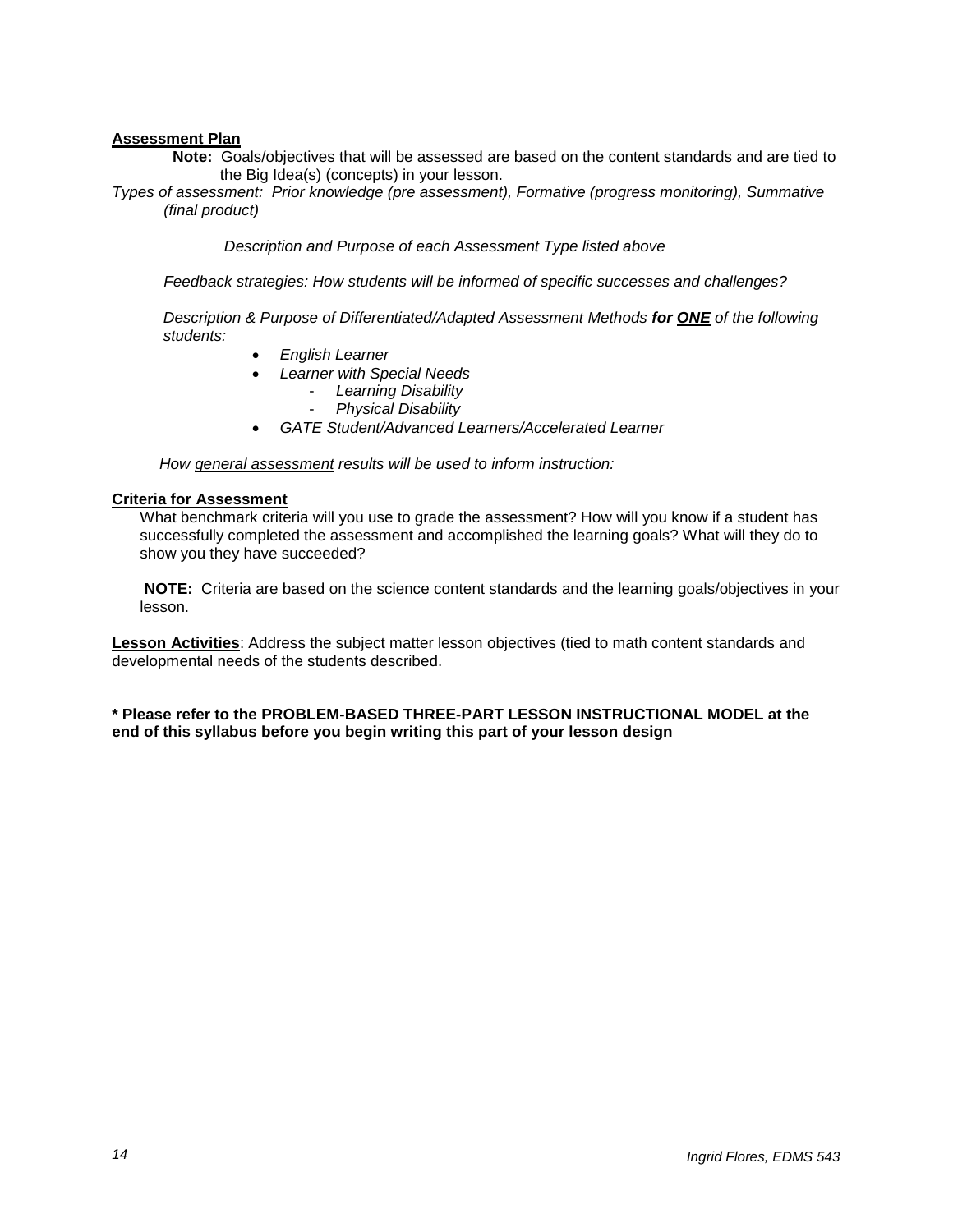**<u>Assessment Plan</u>**

**Note:** Goals/objectives that will be assessed are based on the content standards and are tied to the Big Idea(s) (concepts) in your lesson.

*Types of assessment: Prior knowledge (pre assessment), Formative (progress monitoring), Summative (final product)*

*Description and Purpose of each Assessment Type listed above*

*Feedback strategies: How students will be informed of specific successes and challenges?*

*Description & Purpose of Differentiated/Adapted Assessment Methods* ***for <u>ONE</u>*** *of the following students:*

- *English Learner*
- *Learner with Special Needs*
  - *Learning Disability*
  - *Physical Disability*
- *GATE Student/Advanced Learners/Accelerated Learner*

*How <u>general assessment</u> results will be used to inform instruction:*

**<u>Criteria for Assessment</u>**

What benchmark criteria will you use to grade the assessment? How will you know if a student has successfully completed the assessment and accomplished the learning goals? What will they do to show you they have succeeded?

**NOTE:** Criteria are based on the science content standards and the learning goals/objectives in your lesson.

**<u>Lesson Activities</u>**: Address the subject matter lesson objectives (tied to math content standards and developmental needs of the students described.

**\* Please refer to the PROBLEM-BASED THREE-PART LESSON INSTRUCTIONAL MODEL at the end of this syllabus before you begin writing this part of your lesson design**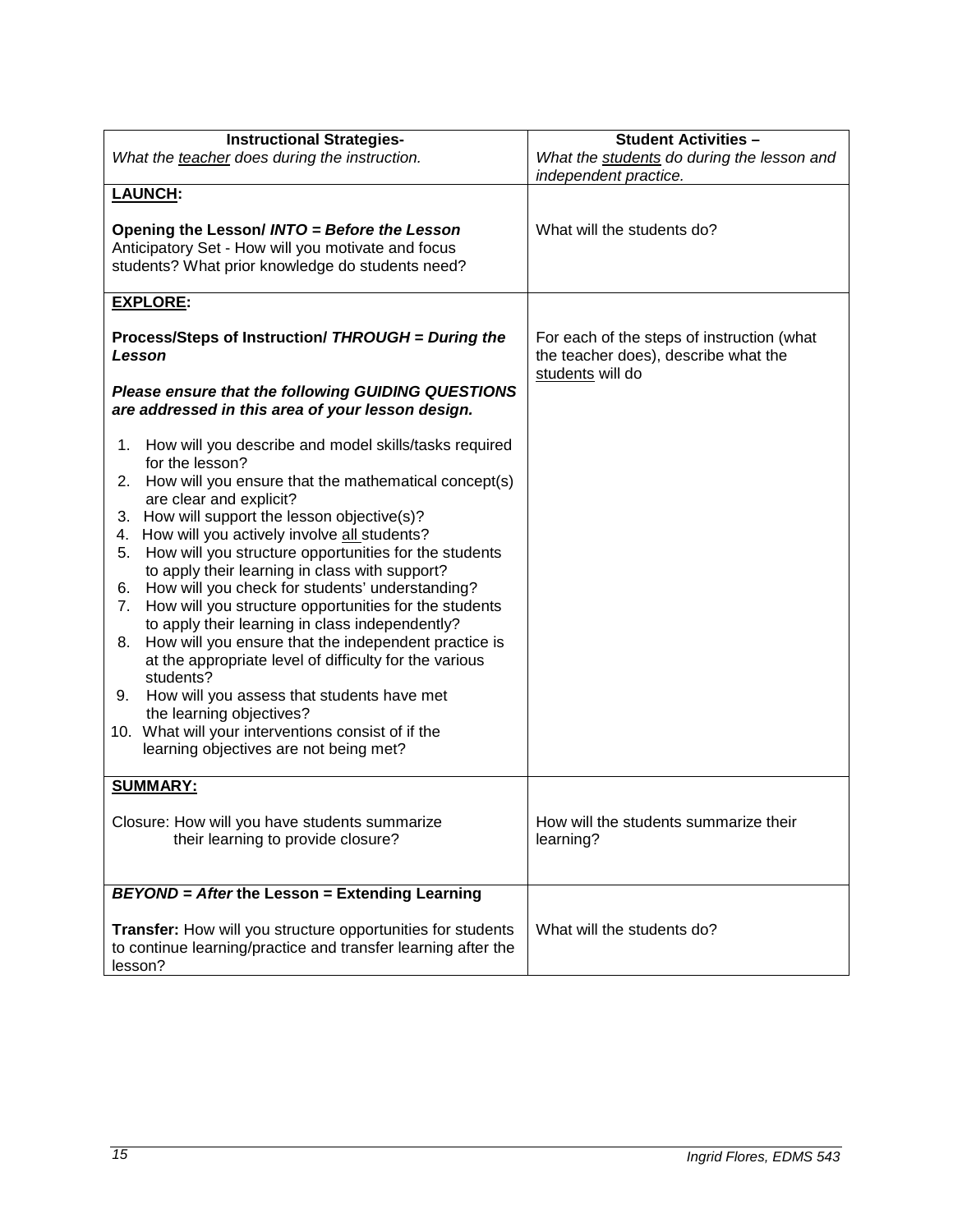| **Instructional Strategies-**<br>*What the teacher does during the instruction.* | **Student Activities –**<br>*What the students do during the lesson and independent practice.* |
|---|---|
| **LAUNCH:**<br><br>**Opening the Lesson/ *INTO = Before the Lesson***<br>Anticipatory Set - How will you motivate and focus students? What prior knowledge do students need? | What will the students do? |
| **EXPLORE:**<br><br>**Process/Steps of Instruction/ *THROUGH = During the Lesson***<br><br>***Please ensure that the following GUIDING QUESTIONS are addressed in this area of your lesson design.***<br><br>1. How will you describe and model skills/tasks required for the lesson?<br>2. How will you ensure that the mathematical concept(s) are clear and explicit?<br>3. How will support the lesson objective(s)?<br>4. How will you actively involve all students?<br>5. How will you structure opportunities for the students to apply their learning in class with support?<br>6. How will you check for students' understanding?<br>7. How will you structure opportunities for the students to apply their learning in class independently?<br>8. How will you ensure that the independent practice is at the appropriate level of difficulty for the various students?<br>9. How will you assess that students have met the learning objectives?<br>10. What will your interventions consist of if the learning objectives are not being met? | For each of the steps of instruction (what the teacher does), describe what the students will do |
| **SUMMARY:**<br><br>Closure: How will you have students summarize their learning to provide closure? | How will the students summarize their learning? |
| ***BEYOND = After* the Lesson = Extending Learning**<br><br>**Transfer:** How will you structure opportunities for students to continue learning/practice and transfer learning after the lesson? | What will the students do? |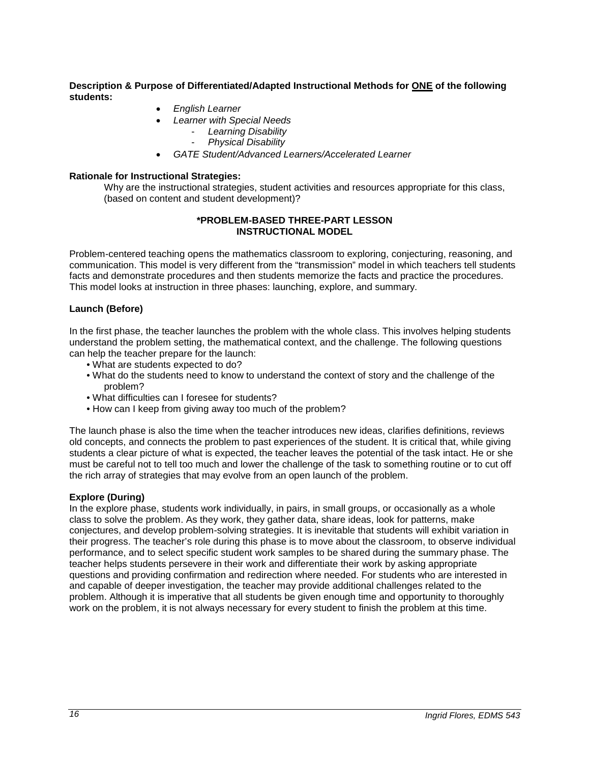**Description & Purpose of Differentiated/Adapted Instructional Methods for ONE of the following students:**

- *English Learner*
- *Learner with Special Needs*
  - *Learning Disability*
  - *Physical Disability*
- *GATE Student/Advanced Learners/Accelerated Learner*

**Rationale for Instructional Strategies:**

Why are the instructional strategies, student activities and resources appropriate for this class, (based on content and student development)?

**\*PROBLEM-BASED THREE-PART LESSON INSTRUCTIONAL MODEL**

Problem-centered teaching opens the mathematics classroom to exploring, conjecturing, reasoning, and communication. This model is very different from the "transmission" model in which teachers tell students facts and demonstrate procedures and then students memorize the facts and practice the procedures. This model looks at instruction in three phases: launching, explore, and summary.

**Launch (Before)**

In the first phase, the teacher launches the problem with the whole class. This involves helping students understand the problem setting, the mathematical context, and the challenge. The following questions can help the teacher prepare for the launch:

- What are students expected to do?
- What do the students need to know to understand the context of story and the challenge of the problem?
- What difficulties can I foresee for students?
- How can I keep from giving away too much of the problem?

The launch phase is also the time when the teacher introduces new ideas, clarifies definitions, reviews old concepts, and connects the problem to past experiences of the student. It is critical that, while giving students a clear picture of what is expected, the teacher leaves the potential of the task intact. He or she must be careful not to tell too much and lower the challenge of the task to something routine or to cut off the rich array of strategies that may evolve from an open launch of the problem.

**Explore (During)**

In the explore phase, students work individually, in pairs, in small groups, or occasionally as a whole class to solve the problem. As they work, they gather data, share ideas, look for patterns, make conjectures, and develop problem-solving strategies. It is inevitable that students will exhibit variation in their progress. The teacher's role during this phase is to move about the classroom, to observe individual performance, and to select specific student work samples to be shared during the summary phase. The teacher helps students persevere in their work and differentiate their work by asking appropriate questions and providing confirmation and redirection where needed. For students who are interested in and capable of deeper investigation, the teacher may provide additional challenges related to the problem. Although it is imperative that all students be given enough time and opportunity to thoroughly work on the problem, it is not always necessary for every student to finish the problem at this time.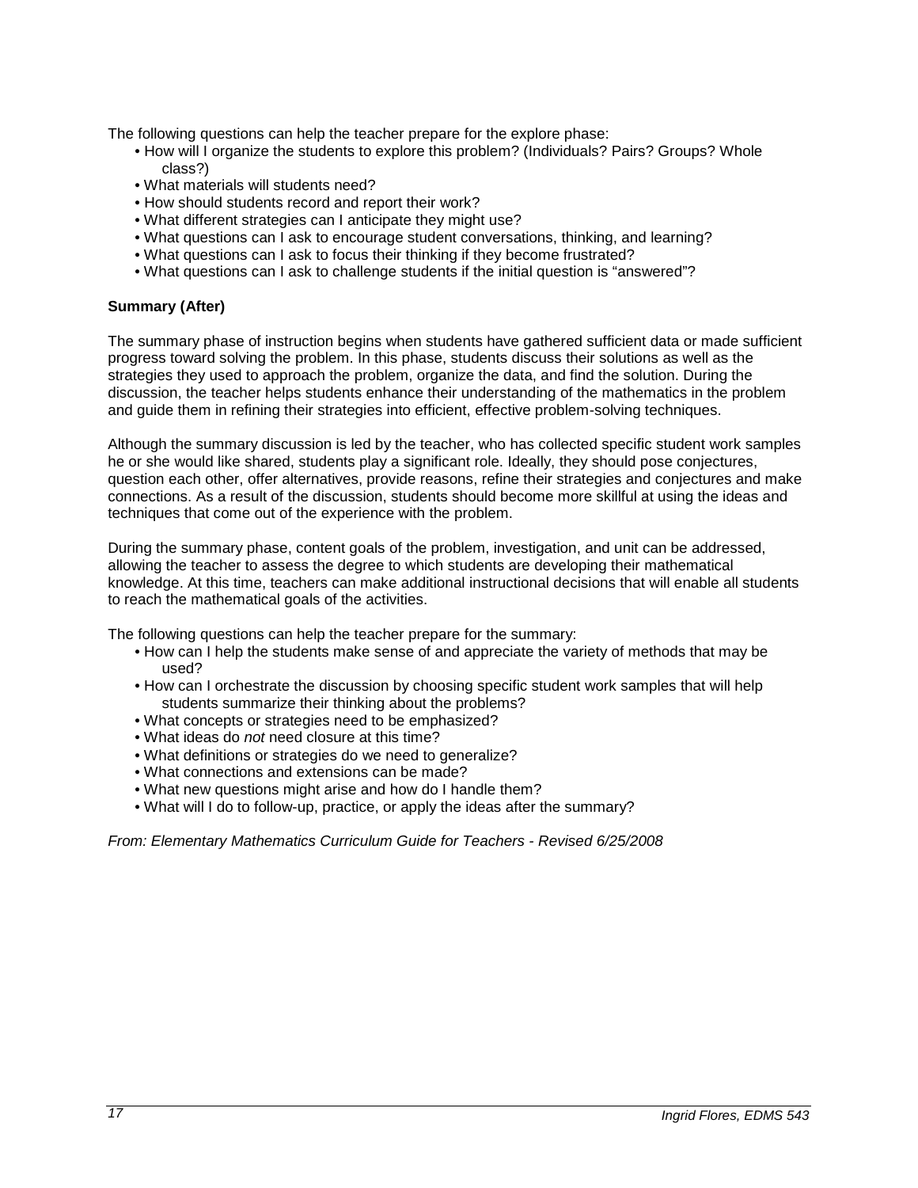The following questions can help the teacher prepare for the explore phase:

- How will I organize the students to explore this problem? (Individuals? Pairs? Groups? Whole class?)
- What materials will students need?
- How should students record and report their work?
- What different strategies can I anticipate they might use?
- What questions can I ask to encourage student conversations, thinking, and learning?
- What questions can I ask to focus their thinking if they become frustrated?
- What questions can I ask to challenge students if the initial question is "answered"?

**Summary (After)**

The summary phase of instruction begins when students have gathered sufficient data or made sufficient progress toward solving the problem. In this phase, students discuss their solutions as well as the strategies they used to approach the problem, organize the data, and find the solution. During the discussion, the teacher helps students enhance their understanding of the mathematics in the problem and guide them in refining their strategies into efficient, effective problem-solving techniques.

Although the summary discussion is led by the teacher, who has collected specific student work samples he or she would like shared, students play a significant role. Ideally, they should pose conjectures, question each other, offer alternatives, provide reasons, refine their strategies and conjectures and make connections. As a result of the discussion, students should become more skillful at using the ideas and techniques that come out of the experience with the problem.

During the summary phase, content goals of the problem, investigation, and unit can be addressed, allowing the teacher to assess the degree to which students are developing their mathematical knowledge. At this time, teachers can make additional instructional decisions that will enable all students to reach the mathematical goals of the activities.

The following questions can help the teacher prepare for the summary:

- How can I help the students make sense of and appreciate the variety of methods that may be used?
- How can I orchestrate the discussion by choosing specific student work samples that will help students summarize their thinking about the problems?
- What concepts or strategies need to be emphasized?
- What ideas do *not* need closure at this time?
- What definitions or strategies do we need to generalize?
- What connections and extensions can be made?
- What new questions might arise and how do I handle them?
- What will I do to follow-up, practice, or apply the ideas after the summary?

*From: Elementary Mathematics Curriculum Guide for Teachers - Revised 6/25/2008*